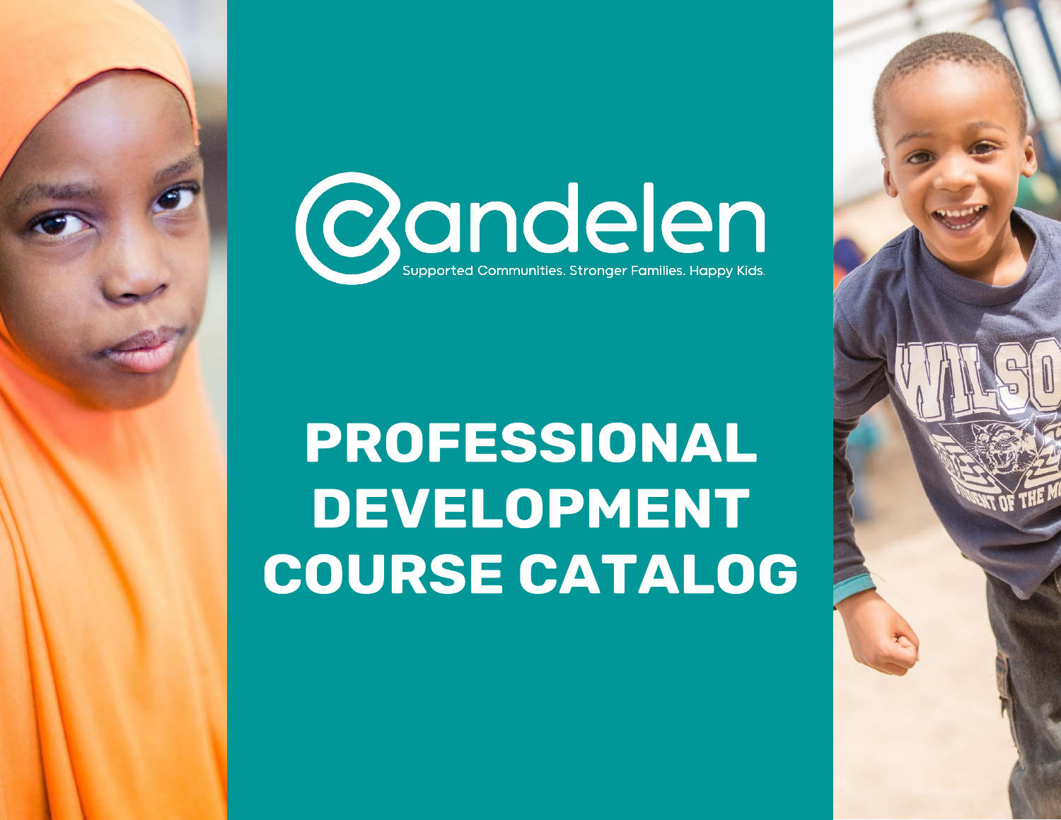# Candelen

Supported Communities. Stronger Families. Happy Kids.

# PROFESSIONAL DEVELOPMENT COURSE CATALOG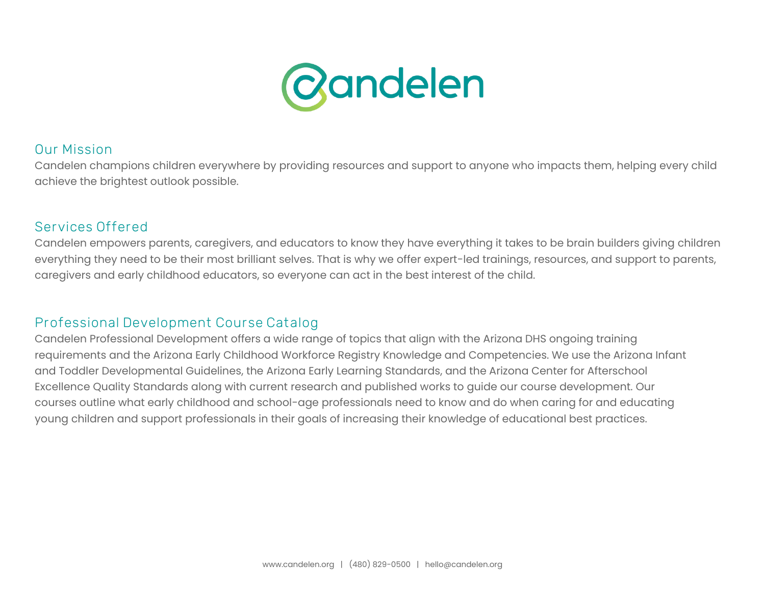# Candelen

## Our Mission

Candelen champions children everywhere by providing resources and support to anyone who impacts them, helping every child achieve the brightest outlook possible.

## Services Offered

Candelen empowers parents, caregivers, and educators to know they have everything it takes to be brain builders giving children everything they need to be their most brilliant selves. That is why we offer expert-led trainings, resources, and support to parents, caregivers and early childhood educators, so everyone can act in the best interest of the child.

## Professional Development Course Catalog

Candelen Professional Development offers a wide range of topics that align with the Arizona DHS ongoing training requirements and the Arizona Early Childhood Workforce Registry Knowledge and Competencies. We use the Arizona Infant and Toddler Developmental Guidelines, the Arizona Early Learning Standards, and the Arizona Center for Afterschool Excellence Quality Standards along with current research and published works to guide our course development. Our courses outline what early childhood and school-age professionals need to know and do when caring for and educating young children and support professionals in their goals of increasing their knowledge of educational best practices.

www.candelen.org | (480) 829-0500 | hello@candelen.org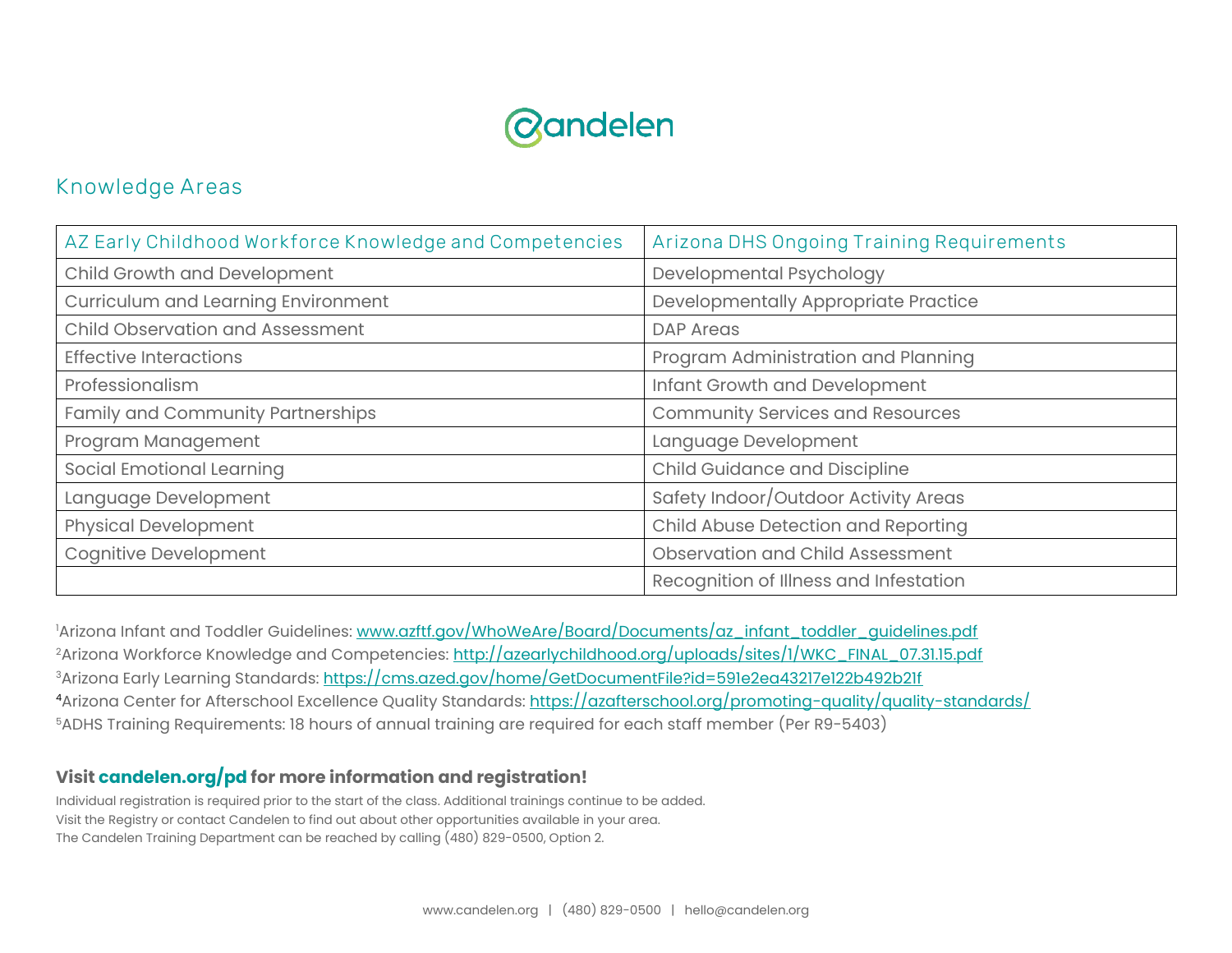## Knowledge Areas

| AZ Early Childhood Workforce Knowledge and Competencies | Arizona DHS Ongoing Training Requirements |
|---|---|
| Child Growth and Development | Developmental Psychology |
| Curriculum and Learning Environment | Developmentally Appropriate Practice |
| Child Observation and Assessment | DAP Areas |
| Effective Interactions | Program Administration and Planning |
| Professionalism | Infant Growth and Development |
| Family and Community Partnerships | Community Services and Resources |
| Program Management | Language Development |
| Social Emotional Learning | Child Guidance and Discipline |
| Language Development | Safety Indoor/Outdoor Activity Areas |
| Physical Development | Child Abuse Detection and Reporting |
| Cognitive Development | Observation and Child Assessment |
| | Recognition of Illness and Infestation |

[1]Arizona Infant and Toddler Guidelines: www.azftf.gov/WhoWeAre/Board/Documents/az_infant_toddler_guidelines.pdf
[2]Arizona Workforce Knowledge and Competencies: http://azearlychildhood.org/uploads/sites/1/WKC_FINAL_07.31.15.pdf
[3]Arizona Early Learning Standards: https://cms.azed.gov/home/GetDocumentFile?id=591e2ea43217e122b492b21f
[4]Arizona Center for Afterschool Excellence Quality Standards: https://azafterschool.org/promoting-quality/quality-standards/
[5]ADHS Training Requirements: 18 hours of annual training are required for each staff member (Per R9-5403)

**Visit candelen.org/pd for more information and registration!**

Individual registration is required prior to the start of the class. Additional trainings continue to be added.
Visit the Registry or contact Candelen to find out about other opportunities available in your area.
The Candelen Training Department can be reached by calling (480) 829-0500, Option 2.

www.candelen.org | (480) 829-0500 | hello@candelen.org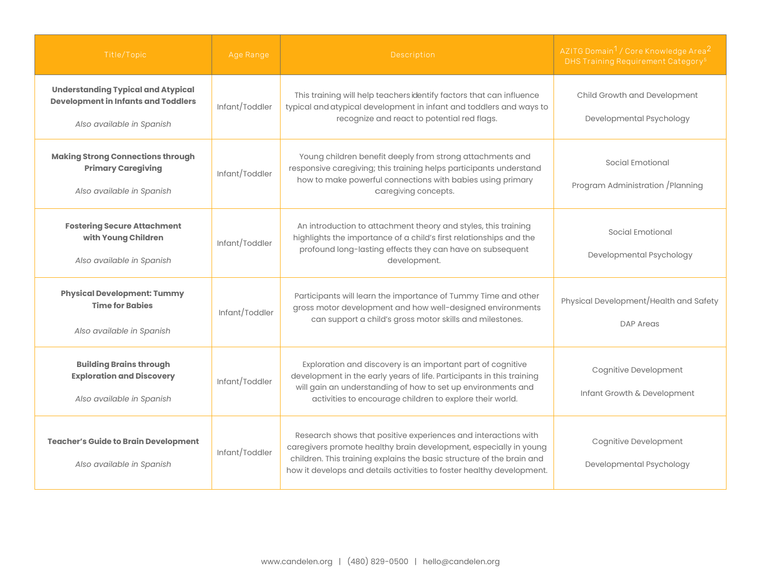| Title/Topic | Age Range | Description | AZITG Domain[1] / Core Knowledge Area[2] DHS Training Requirement Category[5] |
|---|---|---|---|
| **Understanding Typical and Atypical Development in Infants and Toddlers**<br><br>*Also available in Spanish* | Infant/Toddler | This training will help teachers identify factors that can influence typical and atypical development in infant and toddlers and ways to recognize and react to potential red flags. | Child Growth and Development<br><br>Developmental Psychology |
| **Making Strong Connections through Primary Caregiving**<br><br>*Also available in Spanish* | Infant/Toddler | Young children benefit deeply from strong attachments and responsive caregiving; this training helps participants understand how to make powerful connections with babies using primary caregiving concepts. | Social Emotional<br><br>Program Administration /Planning |
| **Fostering Secure Attachment with Young Children**<br><br>*Also available in Spanish* | Infant/Toddler | An introduction to attachment theory and styles, this training highlights the importance of a child's first relationships and the profound long-lasting effects they can have on subsequent development. | Social Emotional<br><br>Developmental Psychology |
| **Physical Development: Tummy Time for Babies**<br><br>*Also available in Spanish* | Infant/Toddler | Participants will learn the importance of Tummy Time and other gross motor development and how well-designed environments can support a child's gross motor skills and milestones. | Physical Development/Health and Safety<br><br>DAP Areas |
| **Building Brains through Exploration and Discovery**<br><br>*Also available in Spanish* | Infant/Toddler | Exploration and discovery is an important part of cognitive development in the early years of life. Participants in this training will gain an understanding of how to set up environments and activities to encourage children to explore their world. | Cognitive Development<br><br>Infant Growth & Development |
| **Teacher's Guide to Brain Development**<br><br>*Also available in Spanish* | Infant/Toddler | Research shows that positive experiences and interactions with caregivers promote healthy brain development, especially in young children. This training explains the basic structure of the brain and how it develops and details activities to foster healthy development. | Cognitive Development<br><br>Developmental Psychology |

www.candelen.org | (480) 829-0500 | hello@candelen.org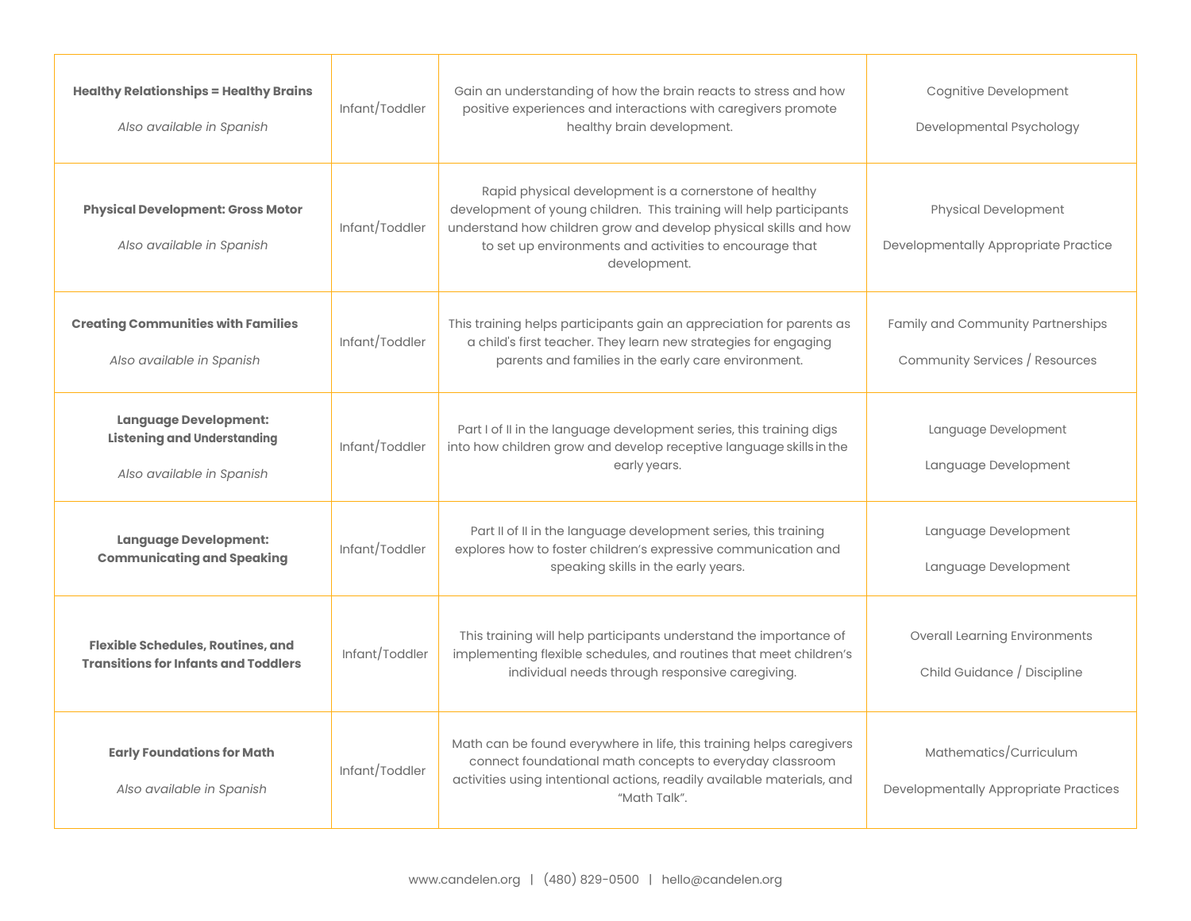| | | | |
|---|---|---|---|
| **Healthy Relationships = Healthy Brains**<br><br>*Also available in Spanish* | Infant/Toddler | Gain an understanding of how the brain reacts to stress and how positive experiences and interactions with caregivers promote healthy brain development. | Cognitive Development<br><br>Developmental Psychology |
| **Physical Development: Gross Motor**<br><br>*Also available in Spanish* | Infant/Toddler | Rapid physical development is a cornerstone of healthy development of young children. This training will help participants understand how children grow and develop physical skills and how to set up environments and activities to encourage that development. | Physical Development<br><br>Developmentally Appropriate Practice |
| **Creating Communities with Families**<br><br>*Also available in Spanish* | Infant/Toddler | This training helps participants gain an appreciation for parents as a child's first teacher. They learn new strategies for engaging parents and families in the early care environment. | Family and Community Partnerships<br><br>Community Services / Resources |
| **Language Development: Listening and Understanding**<br><br>*Also available in Spanish* | Infant/Toddler | Part I of II in the language development series, this training digs into how children grow and develop receptive language skills in the early years. | Language Development<br><br>Language Development |
| **Language Development: Communicating and Speaking** | Infant/Toddler | Part II of II in the language development series, this training explores how to foster children's expressive communication and speaking skills in the early years. | Language Development<br><br>Language Development |
| **Flexible Schedules, Routines, and Transitions for Infants and Toddlers** | Infant/Toddler | This training will help participants understand the importance of implementing flexible schedules, and routines that meet children's individual needs through responsive caregiving. | Overall Learning Environments<br><br>Child Guidance / Discipline |
| **Early Foundations for Math**<br><br>*Also available in Spanish* | Infant/Toddler | Math can be found everywhere in life, this training helps caregivers connect foundational math concepts to everyday classroom activities using intentional actions, readily available materials, and "Math Talk". | Mathematics/Curriculum<br><br>Developmentally Appropriate Practices |

www.candelen.org | (480) 829-0500 | hello@candelen.org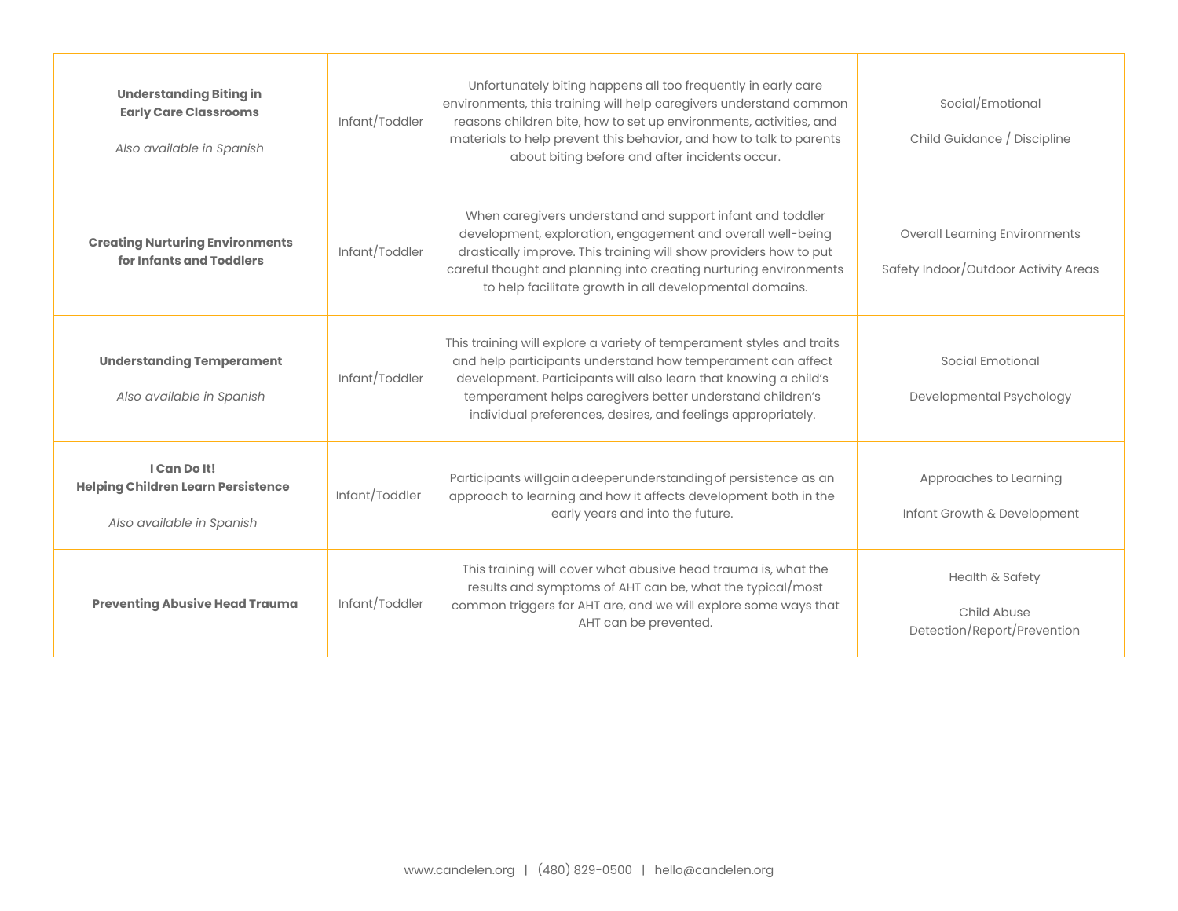| | | | |
|---|---|---|---|
| **Understanding Biting in Early Care Classrooms**<br><br>*Also available in Spanish* | Infant/Toddler | Unfortunately biting happens all too frequently in early care environments, this training will help caregivers understand common reasons children bite, how to set up environments, activities, and materials to help prevent this behavior, and how to talk to parents about biting before and after incidents occur. | Social/Emotional<br><br>Child Guidance / Discipline |
| **Creating Nurturing Environments for Infants and Toddlers** | Infant/Toddler | When caregivers understand and support infant and toddler development, exploration, engagement and overall well-being drastically improve. This training will show providers how to put careful thought and planning into creating nurturing environments to help facilitate growth in all developmental domains. | Overall Learning Environments<br><br>Safety Indoor/Outdoor Activity Areas |
| **Understanding Temperament**<br><br>*Also available in Spanish* | Infant/Toddler | This training will explore a variety of temperament styles and traits and help participants understand how temperament can affect development. Participants will also learn that knowing a child's temperament helps caregivers better understand children's individual preferences, desires, and feelings appropriately. | Social Emotional<br><br>Developmental Psychology |
| **I Can Do It! Helping Children Learn Persistence**<br><br>*Also available in Spanish* | Infant/Toddler | Participants will gain a deeper understanding of persistence as an approach to learning and how it affects development both in the early years and into the future. | Approaches to Learning<br><br>Infant Growth & Development |
| **Preventing Abusive Head Trauma** | Infant/Toddler | This training will cover what abusive head trauma is, what the results and symptoms of AHT can be, what the typical/most common triggers for AHT are, and we will explore some ways that AHT can be prevented. | Health & Safety<br><br>Child Abuse Detection/Report/Prevention |

www.candelen.org | (480) 829-0500 | hello@candelen.org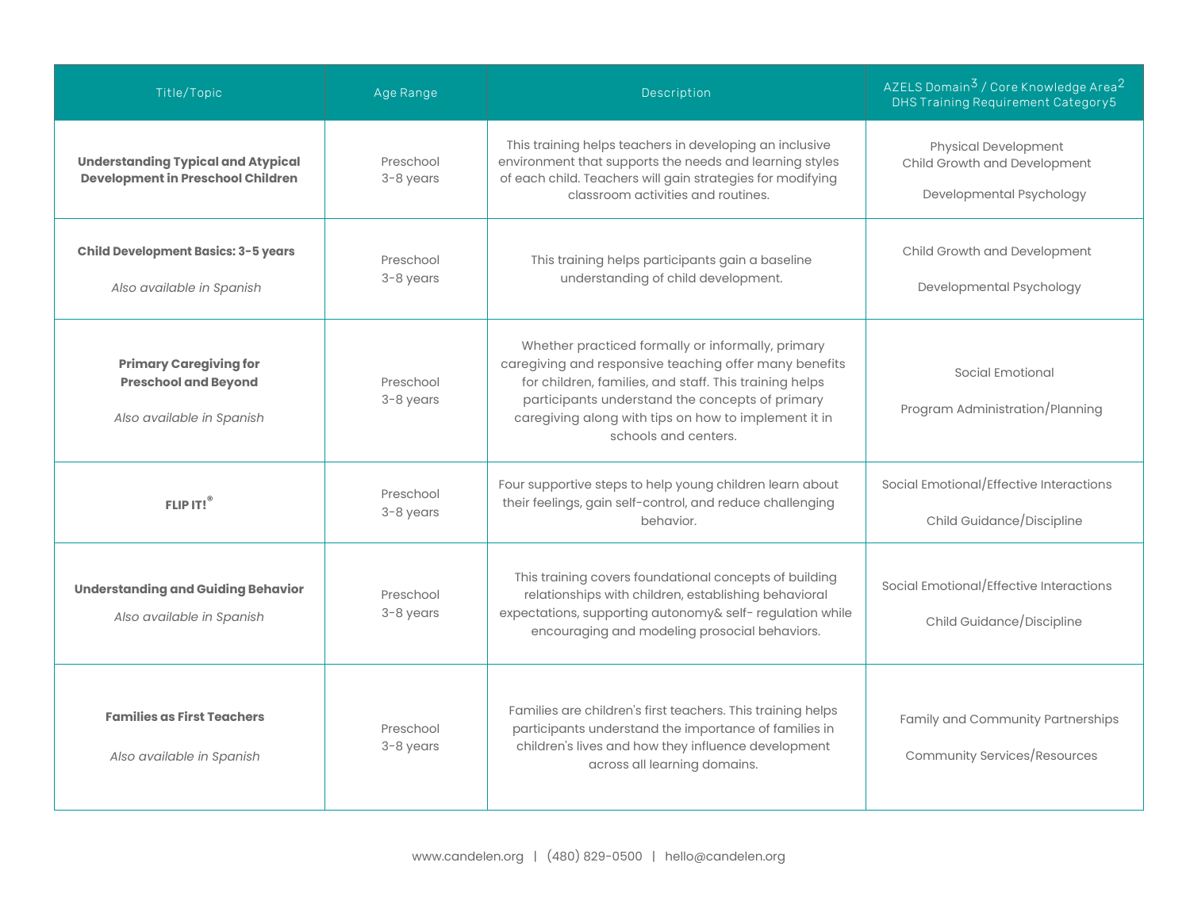| Title/Topic | Age Range | Description | AZELS Domain[3] / Core Knowledge Area[2] DHS Training Requirement Category[5] |
|---|---|---|---|
| **Understanding Typical and Atypical Development in Preschool Children** | Preschool 3-8 years | This training helps teachers in developing an inclusive environment that supports the needs and learning styles of each child. Teachers will gain strategies for modifying classroom activities and routines. | Physical Development Child Growth and Development Developmental Psychology |
| **Child Development Basics: 3-5 years** *Also available in Spanish* | Preschool 3-8 years | This training helps participants gain a baseline understanding of child development. | Child Growth and Development Developmental Psychology |
| **Primary Caregiving for Preschool and Beyond** *Also available in Spanish* | Preschool 3-8 years | Whether practiced formally or informally, primary caregiving and responsive teaching offer many benefits for children, families, and staff. This training helps participants understand the concepts of primary caregiving along with tips on how to implement it in schools and centers. | Social Emotional Program Administration/Planning |
| **FLIP IT!®** | Preschool 3-8 years | Four supportive steps to help young children learn about their feelings, gain self-control, and reduce challenging behavior. | Social Emotional/Effective Interactions Child Guidance/Discipline |
| **Understanding and Guiding Behavior** *Also available in Spanish* | Preschool 3-8 years | This training covers foundational concepts of building relationships with children, establishing behavioral expectations, supporting autonomy& self- regulation while encouraging and modeling prosocial behaviors. | Social Emotional/Effective Interactions Child Guidance/Discipline |
| **Families as First Teachers** *Also available in Spanish* | Preschool 3-8 years | Families are children's first teachers. This training helps participants understand the importance of families in children's lives and how they influence development across all learning domains. | Family and Community Partnerships Community Services/Resources |

www.candelen.org | (480) 829-0500 | hello@candelen.org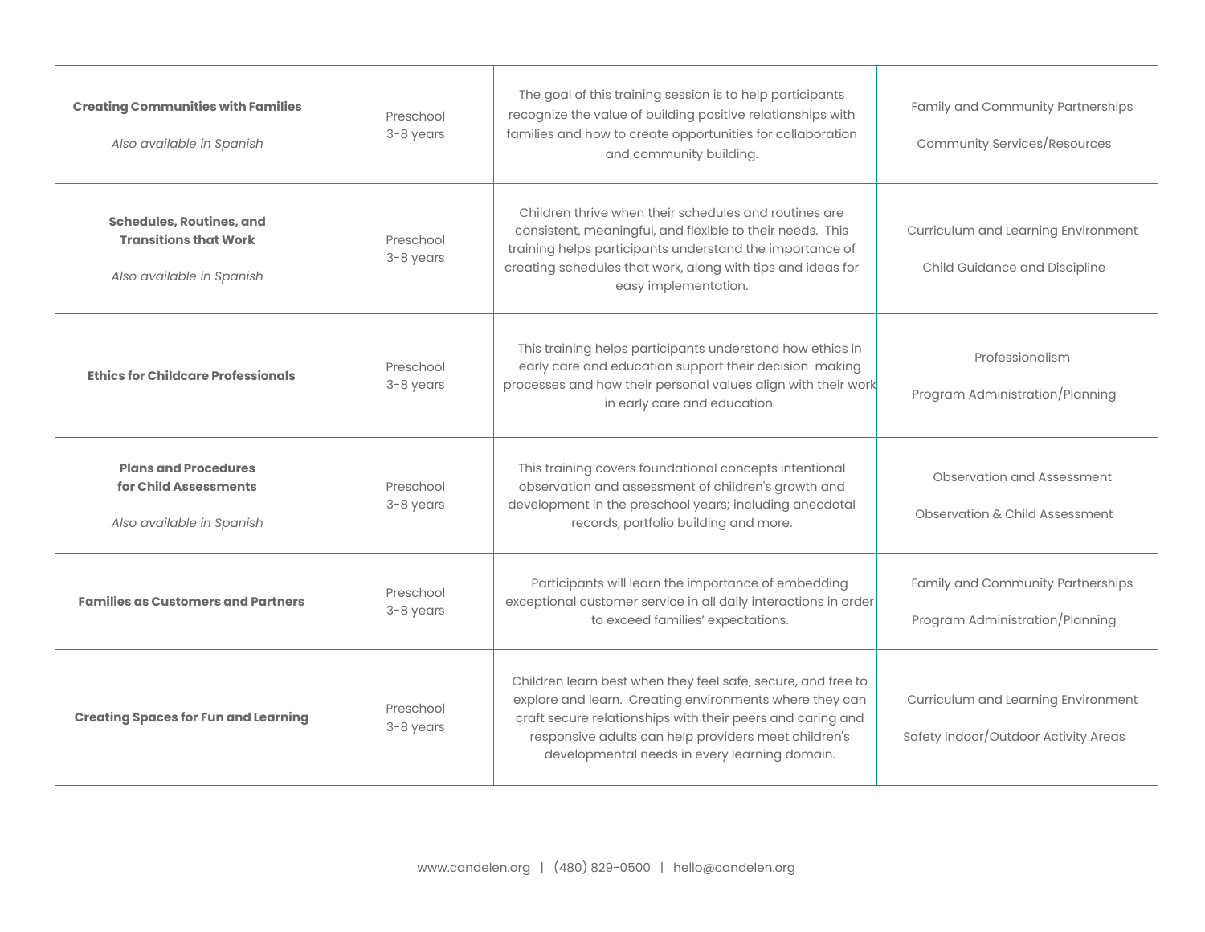| | | | |
|---|---|---|---|
| **Creating Communities with Families**<br><br>*Also available in Spanish* | Preschool<br>3-8 years | The goal of this training session is to help participants recognize the value of building positive relationships with families and how to create opportunities for collaboration and community building. | Family and Community Partnerships<br><br>Community Services/Resources |
| **Schedules, Routines, and Transitions that Work**<br><br>*Also available in Spanish* | Preschool<br>3-8 years | Children thrive when their schedules and routines are consistent, meaningful, and flexible to their needs. This training helps participants understand the importance of creating schedules that work, along with tips and ideas for easy implementation. | Curriculum and Learning Environment<br><br>Child Guidance and Discipline |
| **Ethics for Childcare Professionals** | Preschool<br>3-8 years | This training helps participants understand how ethics in early care and education support their decision-making processes and how their personal values align with their work in early care and education. | Professionalism<br><br>Program Administration/Planning |
| **Plans and Procedures for Child Assessments**<br><br>*Also available in Spanish* | Preschool<br>3-8 years | This training covers foundational concepts intentional observation and assessment of children's growth and development in the preschool years; including anecdotal records, portfolio building and more. | Observation and Assessment<br><br>Observation & Child Assessment |
| **Families as Customers and Partners** | Preschool<br>3-8 years | Participants will learn the importance of embedding exceptional customer service in all daily interactions in order to exceed families' expectations. | Family and Community Partnerships<br><br>Program Administration/Planning |
| **Creating Spaces for Fun and Learning** | Preschool<br>3-8 years | Children learn best when they feel safe, secure, and free to explore and learn. Creating environments where they can craft secure relationships with their peers and caring and responsive adults can help providers meet children's developmental needs in every learning domain. | Curriculum and Learning Environment<br><br>Safety Indoor/Outdoor Activity Areas |

www.candelen.org | (480) 829-0500 | hello@candelen.org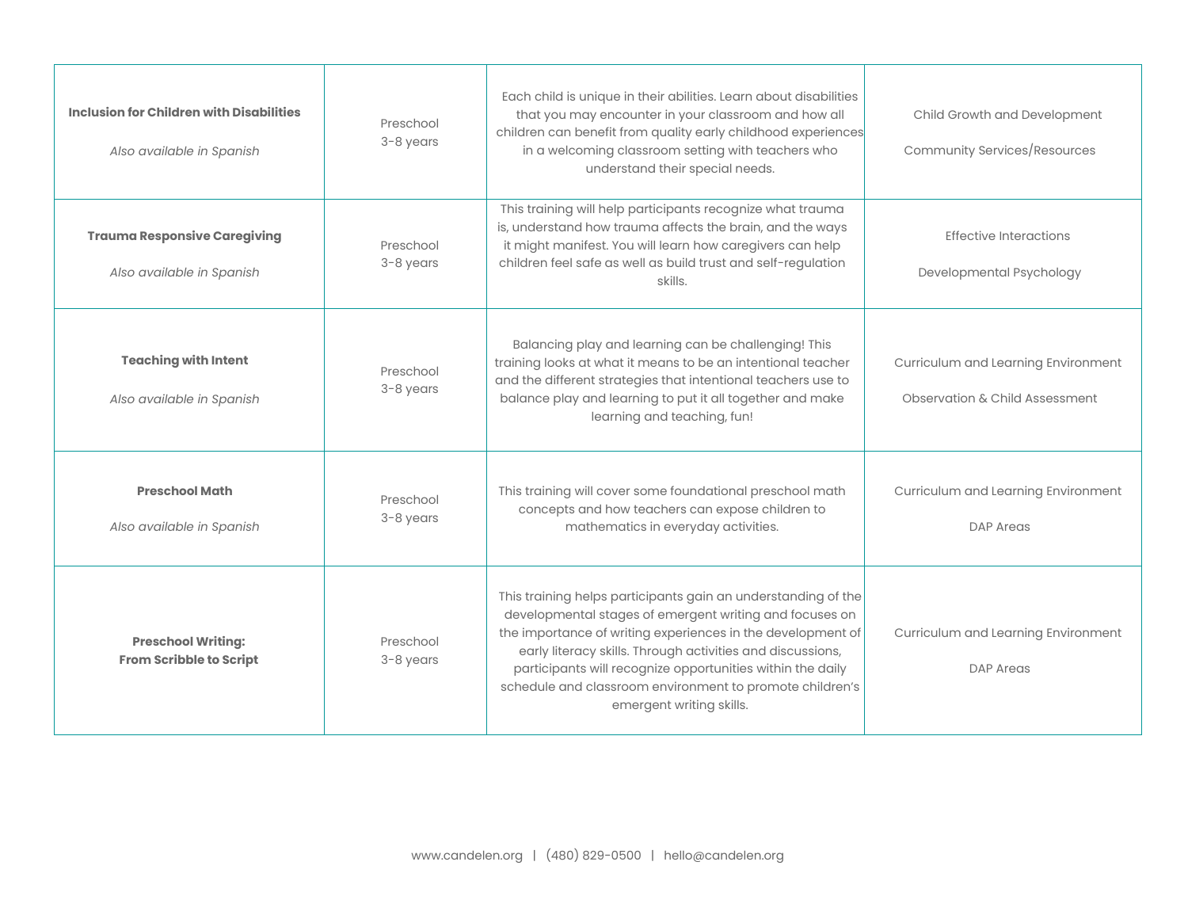| | | | |
|---|---|---|---|
| **Inclusion for Children with Disabilities**<br><br>*Also available in Spanish* | Preschool<br>3-8 years | Each child is unique in their abilities. Learn about disabilities that you may encounter in your classroom and how all children can benefit from quality early childhood experiences in a welcoming classroom setting with teachers who understand their special needs. | Child Growth and Development<br><br>Community Services/Resources |
| **Trauma Responsive Caregiving**<br><br>*Also available in Spanish* | Preschool<br>3-8 years | This training will help participants recognize what trauma is, understand how trauma affects the brain, and the ways it might manifest. You will learn how caregivers can help children feel safe as well as build trust and self-regulation skills. | Effective Interactions<br><br>Developmental Psychology |
| **Teaching with Intent**<br><br>*Also available in Spanish* | Preschool<br>3-8 years | Balancing play and learning can be challenging! This training looks at what it means to be an intentional teacher and the different strategies that intentional teachers use to balance play and learning to put it all together and make learning and teaching, fun! | Curriculum and Learning Environment<br><br>Observation & Child Assessment |
| **Preschool Math**<br><br>*Also available in Spanish* | Preschool<br>3-8 years | This training will cover some foundational preschool math concepts and how teachers can expose children to mathematics in everyday activities. | Curriculum and Learning Environment<br><br>DAP Areas |
| **Preschool Writing: From Scribble to Script** | Preschool<br>3-8 years | This training helps participants gain an understanding of the developmental stages of emergent writing and focuses on the importance of writing experiences in the development of early literacy skills. Through activities and discussions, participants will recognize opportunities within the daily schedule and classroom environment to promote children's emergent writing skills. | Curriculum and Learning Environment<br><br>DAP Areas |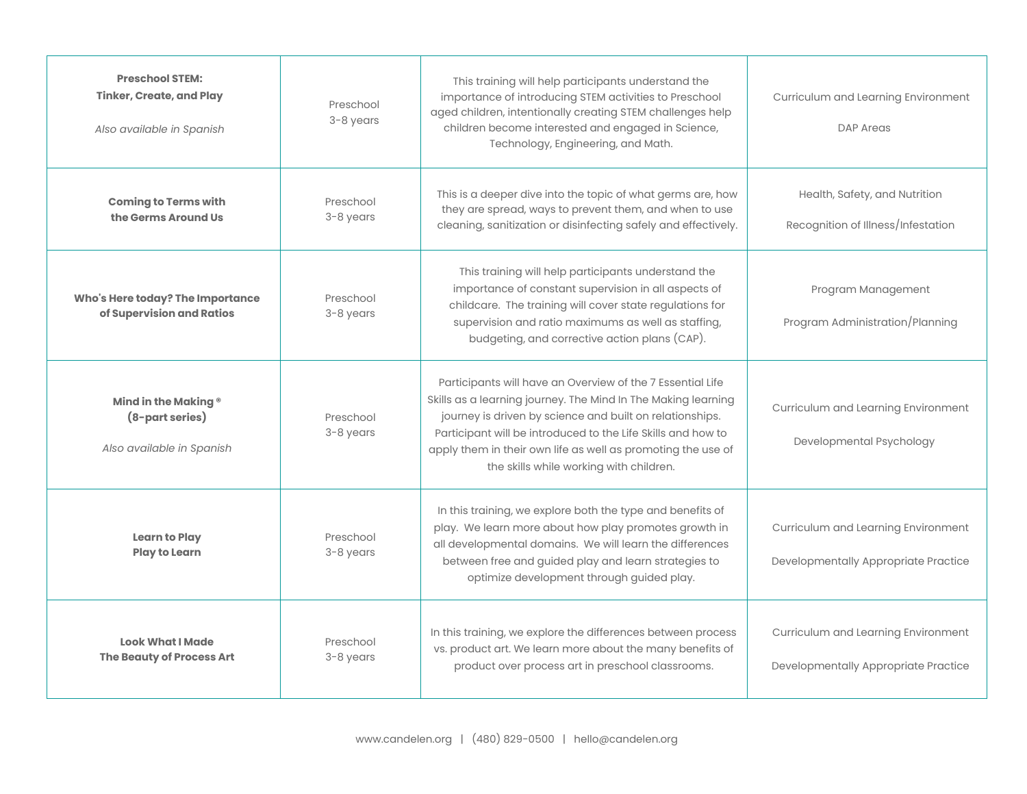| | | | |
|---|---|---|---|
| **Preschool STEM: Tinker, Create, and Play**<br><br>*Also available in Spanish* | Preschool<br>3-8 years | This training will help participants understand the importance of introducing STEM activities to Preschool aged children, intentionally creating STEM challenges help children become interested and engaged in Science, Technology, Engineering, and Math. | Curriculum and Learning Environment<br><br>DAP Areas |
| **Coming to Terms with the Germs Around Us** | Preschool<br>3-8 years | This is a deeper dive into the topic of what germs are, how they are spread, ways to prevent them, and when to use cleaning, sanitization or disinfecting safely and effectively. | Health, Safety, and Nutrition<br><br>Recognition of Illness/Infestation |
| **Who's Here today? The Importance of Supervision and Ratios** | Preschool<br>3-8 years | This training will help participants understand the importance of constant supervision in all aspects of childcare. The training will cover state regulations for supervision and ratio maximums as well as staffing, budgeting, and corrective action plans (CAP). | Program Management<br><br>Program Administration/Planning |
| **Mind in the Making ® (8-part series)**<br><br>*Also available in Spanish* | Preschool<br>3-8 years | Participants will have an Overview of the 7 Essential Life Skills as a learning journey. The Mind In The Making learning journey is driven by science and built on relationships. Participant will be introduced to the Life Skills and how to apply them in their own life as well as promoting the use of the skills while working with children. | Curriculum and Learning Environment<br><br>Developmental Psychology |
| **Learn to Play Play to Learn** | Preschool<br>3-8 years | In this training, we explore both the type and benefits of play. We learn more about how play promotes growth in all developmental domains. We will learn the differences between free and guided play and learn strategies to optimize development through guided play. | Curriculum and Learning Environment<br><br>Developmentally Appropriate Practice |
| **Look What I Made The Beauty of Process Art** | Preschool<br>3-8 years | In this training, we explore the differences between process vs. product art. We learn more about the many benefits of product over process art in preschool classrooms. | Curriculum and Learning Environment<br><br>Developmentally Appropriate Practice |

www.candelen.org | (480) 829-0500 | hello@candelen.org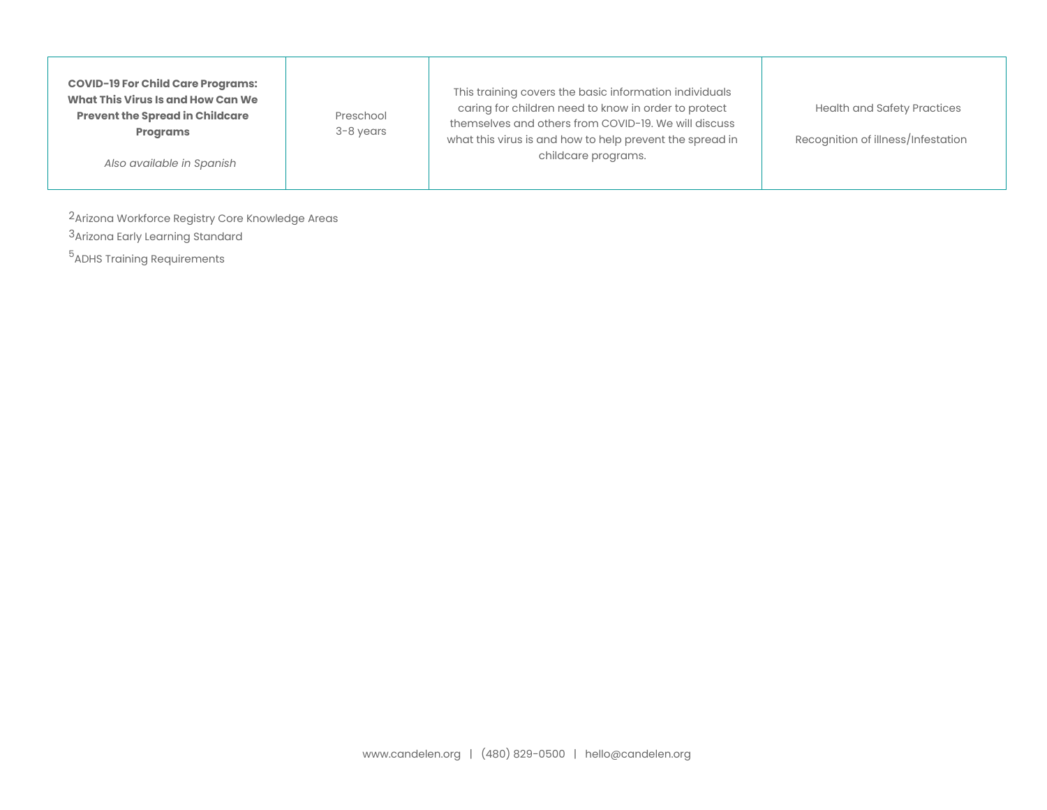| | | | |
|---|---|---|---|
| **COVID-19 For Child Care Programs: What This Virus Is and How Can We Prevent the Spread in Childcare Programs** *Also available in Spanish* | Preschool 3-8 years | This training covers the basic information individuals caring for children need to know in order to protect themselves and others from COVID-19. We will discuss what this virus is and how to help prevent the spread in childcare programs. | Health and Safety Practices<br>Recognition of illness/Infestation |

[2]Arizona Workforce Registry Core Knowledge Areas
[3]Arizona Early Learning Standard
[5]ADHS Training Requirements

www.candelen.org | (480) 829-0500 | hello@candelen.org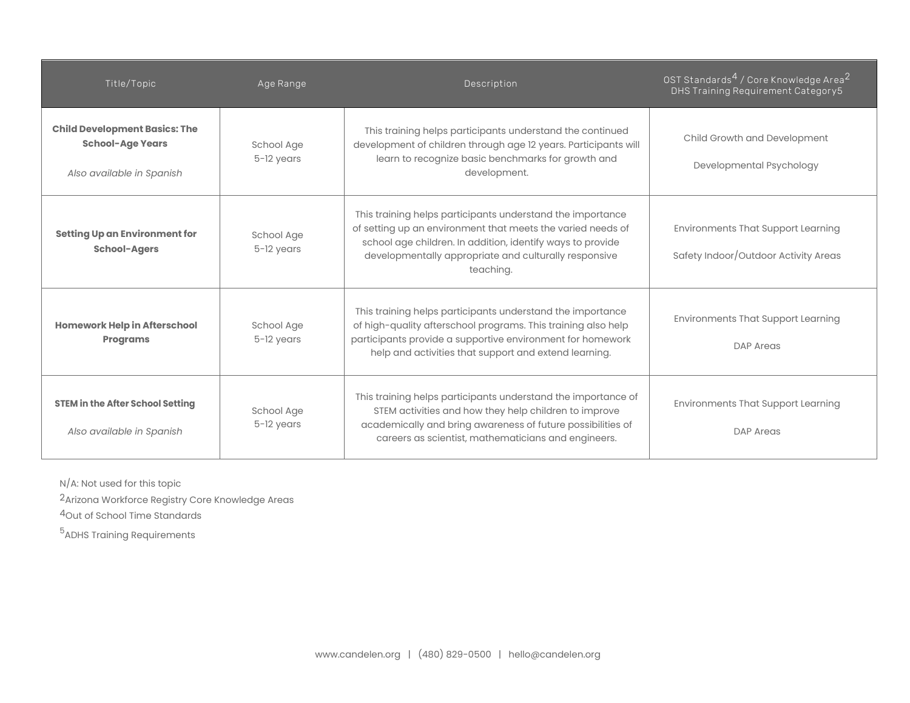| Title/Topic | Age Range | Description | OST Standards[4] / Core Knowledge Area[2] DHS Training Requirement Category5 |
|---|---|---|---|
| **Child Development Basics: The School-Age Years**<br><br>*Also available in Spanish* | School Age<br>5-12 years | This training helps participants understand the continued development of children through age 12 years. Participants will learn to recognize basic benchmarks for growth and development. | Child Growth and Development<br><br>Developmental Psychology |
| **Setting Up an Environment for School-Agers** | School Age<br>5-12 years | This training helps participants understand the importance of setting up an environment that meets the varied needs of school age children. In addition, identify ways to provide developmentally appropriate and culturally responsive teaching. | Environments That Support Learning<br><br>Safety Indoor/Outdoor Activity Areas |
| **Homework Help in Afterschool Programs** | School Age<br>5-12 years | This training helps participants understand the importance of high-quality afterschool programs. This training also help participants provide a supportive environment for homework help and activities that support and extend learning. | Environments That Support Learning<br><br>DAP Areas |
| **STEM in the After School Setting**<br><br>*Also available in Spanish* | School Age<br>5-12 years | This training helps participants understand the importance of STEM activities and how they help children to improve academically and bring awareness of future possibilities of careers as scientist, mathematicians and engineers. | Environments That Support Learning<br><br>DAP Areas |

N/A: Not used for this topic

[2]Arizona Workforce Registry Core Knowledge Areas

[4]Out of School Time Standards

[5]ADHS Training Requirements

www.candelen.org | (480) 829-0500 | hello@candelen.org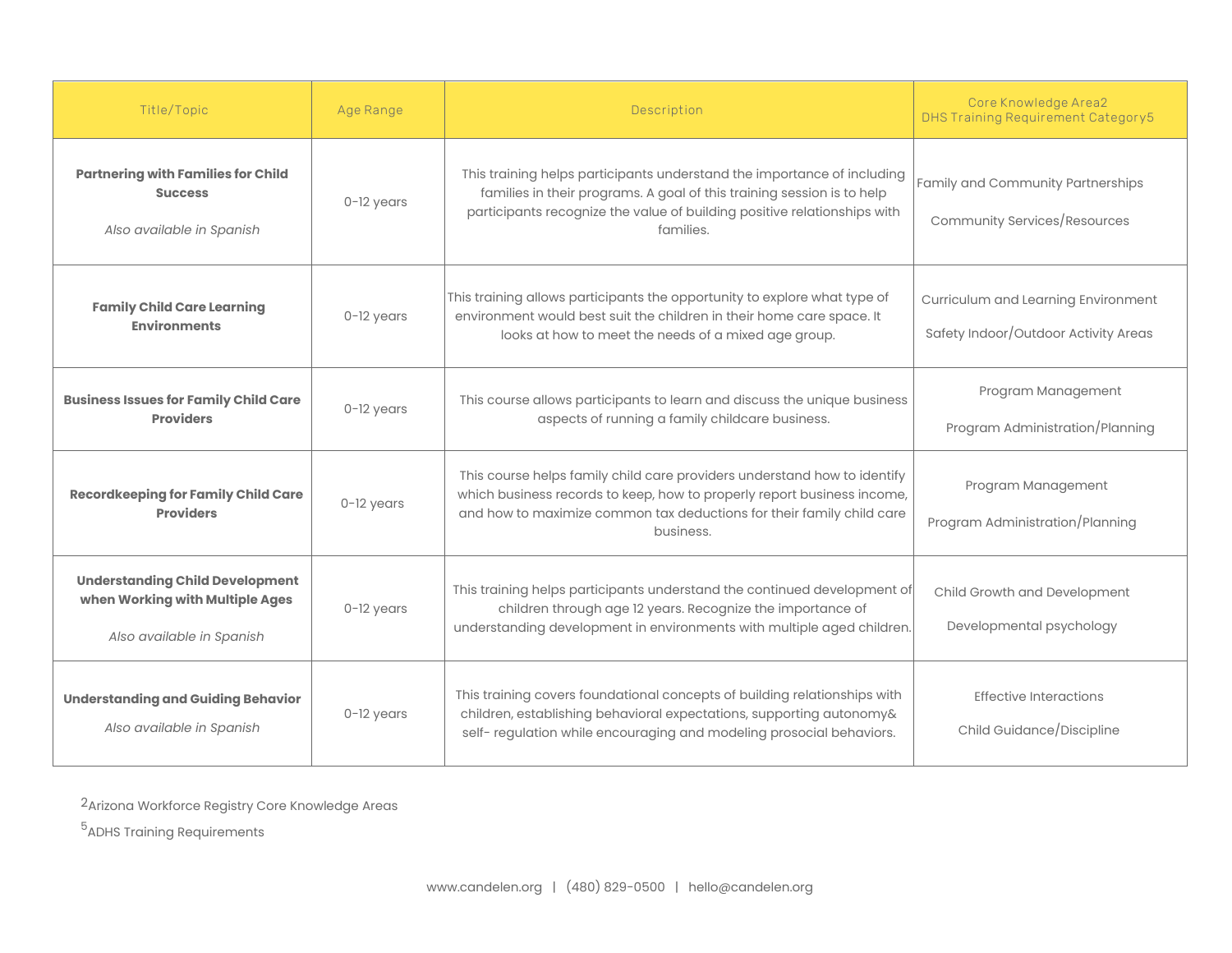| Title/Topic | Age Range | Description | Core Knowledge Area2<br>DHS Training Requirement Category5 |
|---|---|---|---|
| **Partnering with Families for Child Success**<br><br>*Also available in Spanish* | 0-12 years | This training helps participants understand the importance of including families in their programs. A goal of this training session is to help participants recognize the value of building positive relationships with families. | Family and Community Partnerships<br><br>Community Services/Resources |
| **Family Child Care Learning Environments** | 0-12 years | This training allows participants the opportunity to explore what type of environment would best suit the children in their home care space. It looks at how to meet the needs of a mixed age group. | Curriculum and Learning Environment<br><br>Safety Indoor/Outdoor Activity Areas |
| **Business Issues for Family Child Care Providers** | 0-12 years | This course allows participants to learn and discuss the unique business aspects of running a family childcare business. | Program Management<br><br>Program Administration/Planning |
| **Recordkeeping for Family Child Care Providers** | 0-12 years | This course helps family child care providers understand how to identify which business records to keep, how to properly report business income, and how to maximize common tax deductions for their family child care business. | Program Management<br><br>Program Administration/Planning |
| **Understanding Child Development when Working with Multiple Ages**<br><br>*Also available in Spanish* | 0-12 years | This training helps participants understand the continued development of children through age 12 years. Recognize the importance of understanding development in environments with multiple aged children. | Child Growth and Development<br><br>Developmental psychology |
| **Understanding and Guiding Behavior**<br><br>*Also available in Spanish* | 0-12 years | This training covers foundational concepts of building relationships with children, establishing behavioral expectations, supporting autonomy& self- regulation while encouraging and modeling prosocial behaviors. | Effective Interactions<br><br>Child Guidance/Discipline |

[2] Arizona Workforce Registry Core Knowledge Areas

[5] ADHS Training Requirements

www.candelen.org | (480) 829-0500 | hello@candelen.org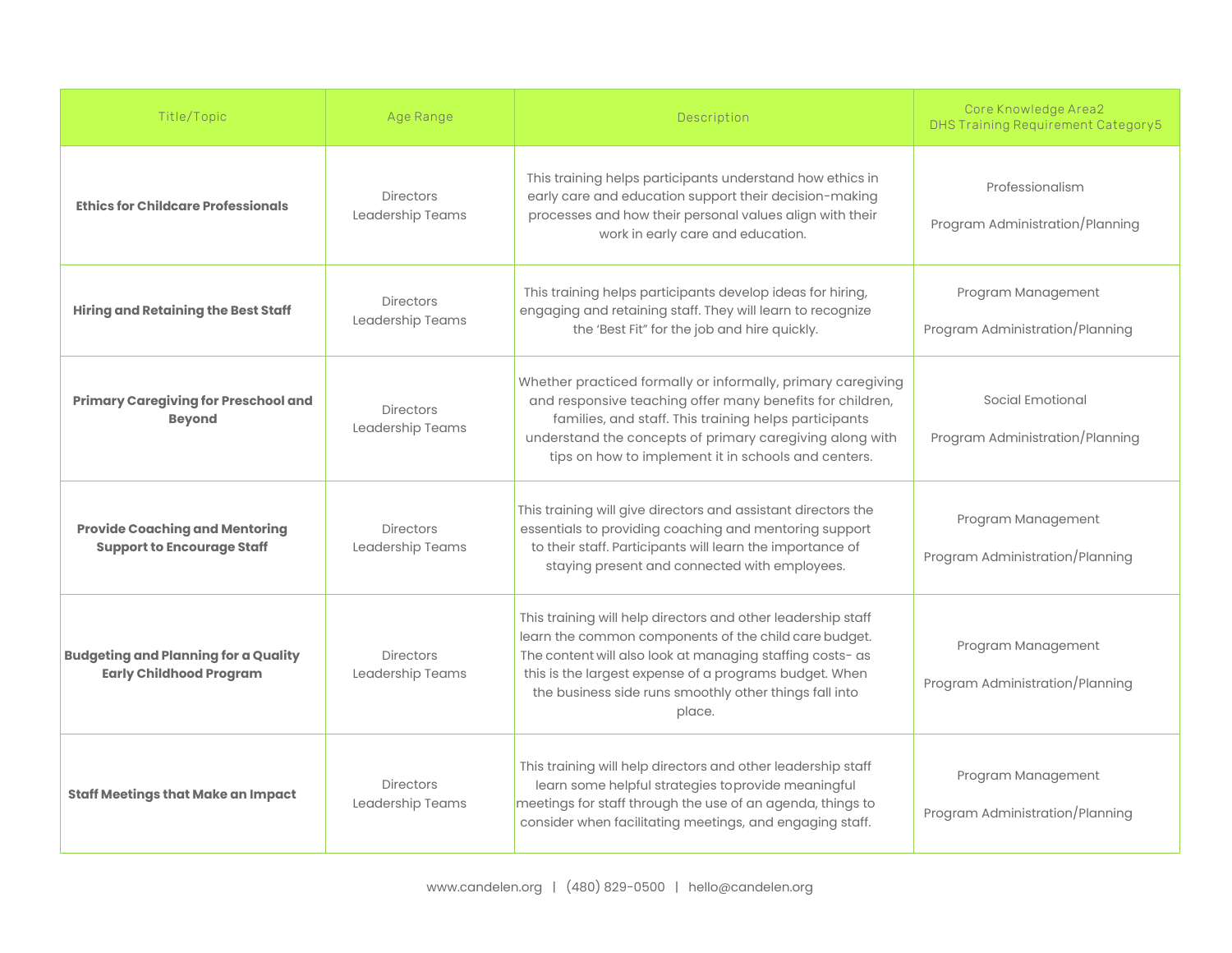| Title/Topic | Age Range | Description | Core Knowledge Area2 DHS Training Requirement Category5 |
|---|---|---|---|
| **Ethics for Childcare Professionals** | Directors Leadership Teams | This training helps participants understand how ethics in early care and education support their decision-making processes and how their personal values align with their work in early care and education. | Professionalism<br><br>Program Administration/Planning |
| **Hiring and Retaining the Best Staff** | Directors Leadership Teams | This training helps participants develop ideas for hiring, engaging and retaining staff. They will learn to recognize the 'Best Fit" for the job and hire quickly. | Program Management<br><br>Program Administration/Planning |
| **Primary Caregiving for Preschool and Beyond** | Directors Leadership Teams | Whether practiced formally or informally, primary caregiving and responsive teaching offer many benefits for children, families, and staff. This training helps participants understand the concepts of primary caregiving along with tips on how to implement it in schools and centers. | Social Emotional<br><br>Program Administration/Planning |
| **Provide Coaching and Mentoring Support to Encourage Staff** | Directors Leadership Teams | This training will give directors and assistant directors the essentials to providing coaching and mentoring support to their staff. Participants will learn the importance of staying present and connected with employees. | Program Management<br><br>Program Administration/Planning |
| **Budgeting and Planning for a Quality Early Childhood Program** | Directors Leadership Teams | This training will help directors and other leadership staff learn the common components of the child care budget. The content will also look at managing staffing costs- as this is the largest expense of a programs budget. When the business side runs smoothly other things fall into place. | Program Management<br><br>Program Administration/Planning |
| **Staff Meetings that Make an Impact** | Directors Leadership Teams | This training will help directors and other leadership staff learn some helpful strategies toprovide meaningful meetings for staff through the use of an agenda, things to consider when facilitating meetings, and engaging staff. | Program Management<br><br>Program Administration/Planning |

www.candelen.org | (480) 829-0500 | hello@candelen.org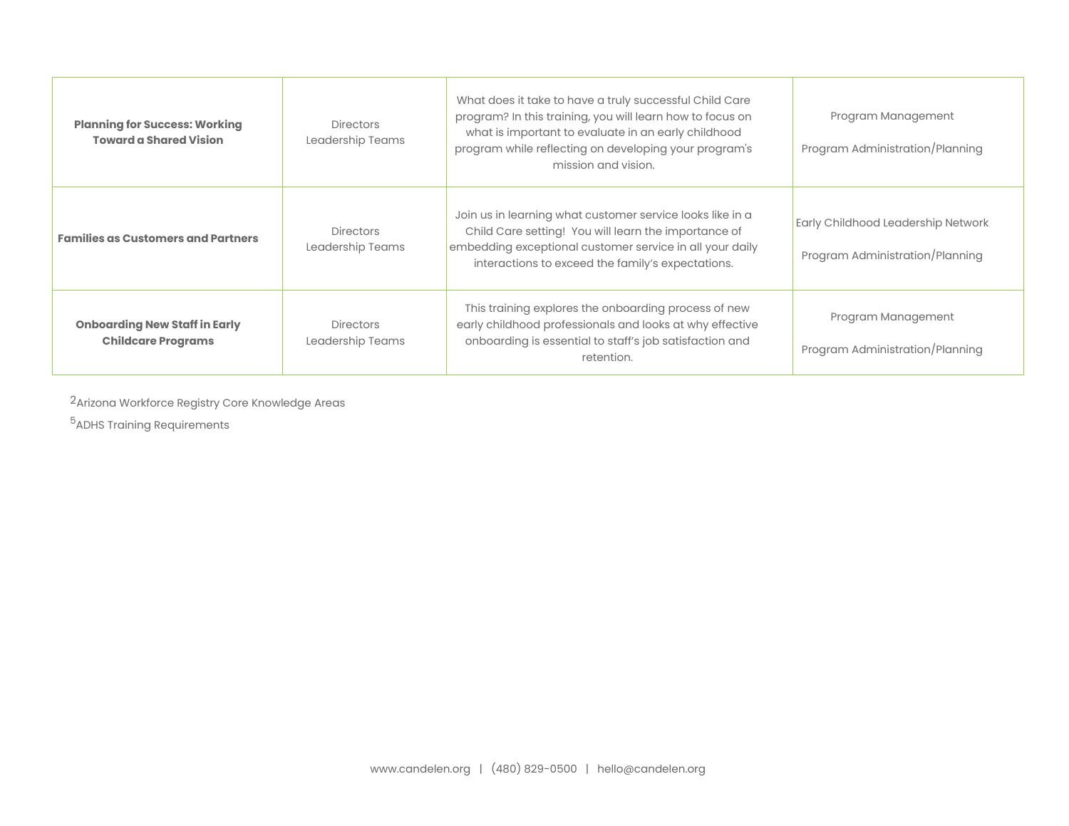| | | | |
|---|---|---|---|
| **Planning for Success: Working Toward a Shared Vision** | Directors<br>Leadership Teams | What does it take to have a truly successful Child Care program? In this training, you will learn how to focus on what is important to evaluate in an early childhood program while reflecting on developing your program's mission and vision. | Program Management<br><br>Program Administration/Planning |
| **Families as Customers and Partners** | Directors<br>Leadership Teams | Join us in learning what customer service looks like in a Child Care setting! You will learn the importance of embedding exceptional customer service in all your daily interactions to exceed the family's expectations. | Early Childhood Leadership Network<br><br>Program Administration/Planning |
| **Onboarding New Staff in Early Childcare Programs** | Directors<br>Leadership Teams | This training explores the onboarding process of new early childhood professionals and looks at why effective onboarding is essential to staff's job satisfaction and retention. | Program Management<br><br>Program Administration/Planning |

[2]Arizona Workforce Registry Core Knowledge Areas

[5]ADHS Training Requirements

www.candelen.org | (480) 829-0500 | hello@candelen.org